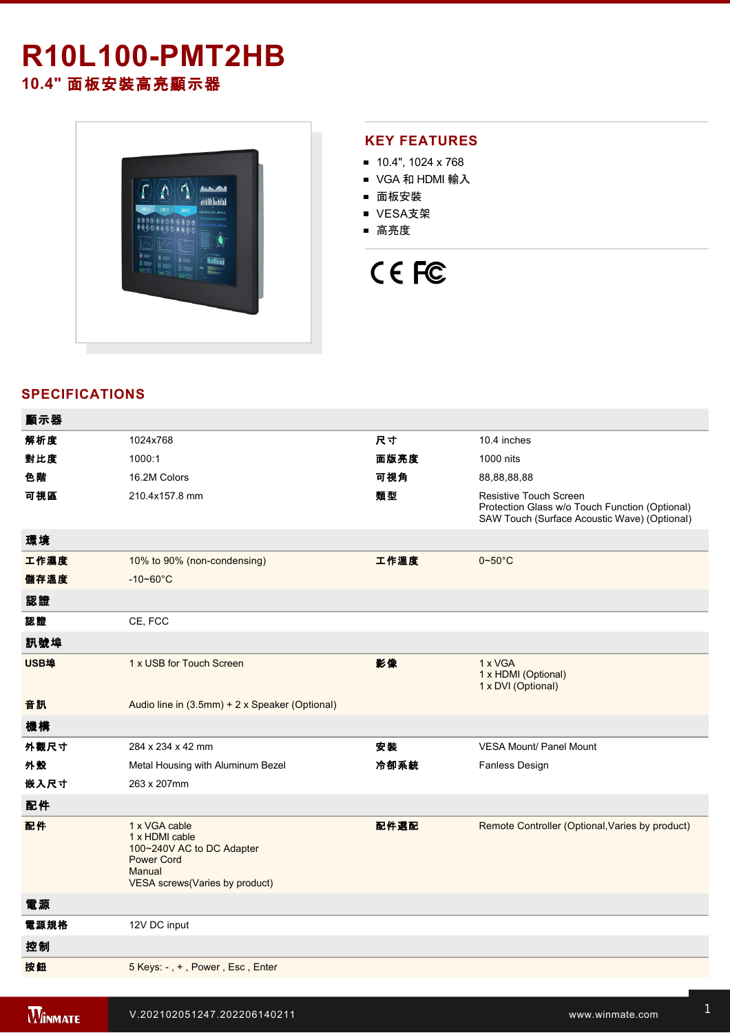# R10L100-PMT2HB

## 10.4" 面板安裝高亮顯示器

## KEY FEATURES

- 10.4", 1024 x 768
- VGA 和 HDMI 輸入
- 面板安裝
- VESA支架
- 高亮度

## SPECIFICATIONS

| 顯示器 | | | |
|---|---|---|---|
| 解析度 | 1024x768 | 尺寸 | 10.4 inches |
| 對比度 | 1000:1 | 面版亮度 | 1000 nits |
| 色階 | 16.2M Colors | 可視角 | 88,88,88,88 |
| 可視區 | 210.4x157.8 mm | 類型 | Resistive Touch Screen<br>Protection Glass w/o Touch Function (Optional)<br>SAW Touch (Surface Acoustic Wave) (Optional) |
| **環境** | | | |
| 工作濕度 | 10% to 90% (non-condensing) | 工作溫度 | 0~50°C |
| 儲存溫度 | -10~60°C | | |
| **認證** | | | |
| 認證 | CE, FCC | | |
| **訊號埠** | | | |
| USB埠 | 1 x USB for Touch Screen | 影像 | 1 x VGA<br>1 x HDMI (Optional)<br>1 x DVI (Optional) |
| 音訊 | Audio line in (3.5mm) + 2 x Speaker (Optional) | | |
| **機構** | | | |
| 外觀尺寸 | 284 x 234 x 42 mm | 安裝 | VESA Mount/ Panel Mount |
| 外殼 | Metal Housing with Aluminum Bezel | 冷卻系統 | Fanless Design |
| 嵌入尺寸 | 263 x 207mm | | |
| **配件** | | | |
| 配件 | 1 x VGA cable<br>1 x HDMI cable<br>100~240V AC to DC Adapter<br>Power Cord<br>Manual<br>VESA screws(Varies by product) | 配件選配 | Remote Controller (Optional,Varies by product) |
| **電源** | | | |
| 電源規格 | 12V DC input | | |
| **控制** | | | |
| 按鈕 | 5 Keys: - , + , Power , Esc , Enter | | |

V.202102051247.202206140211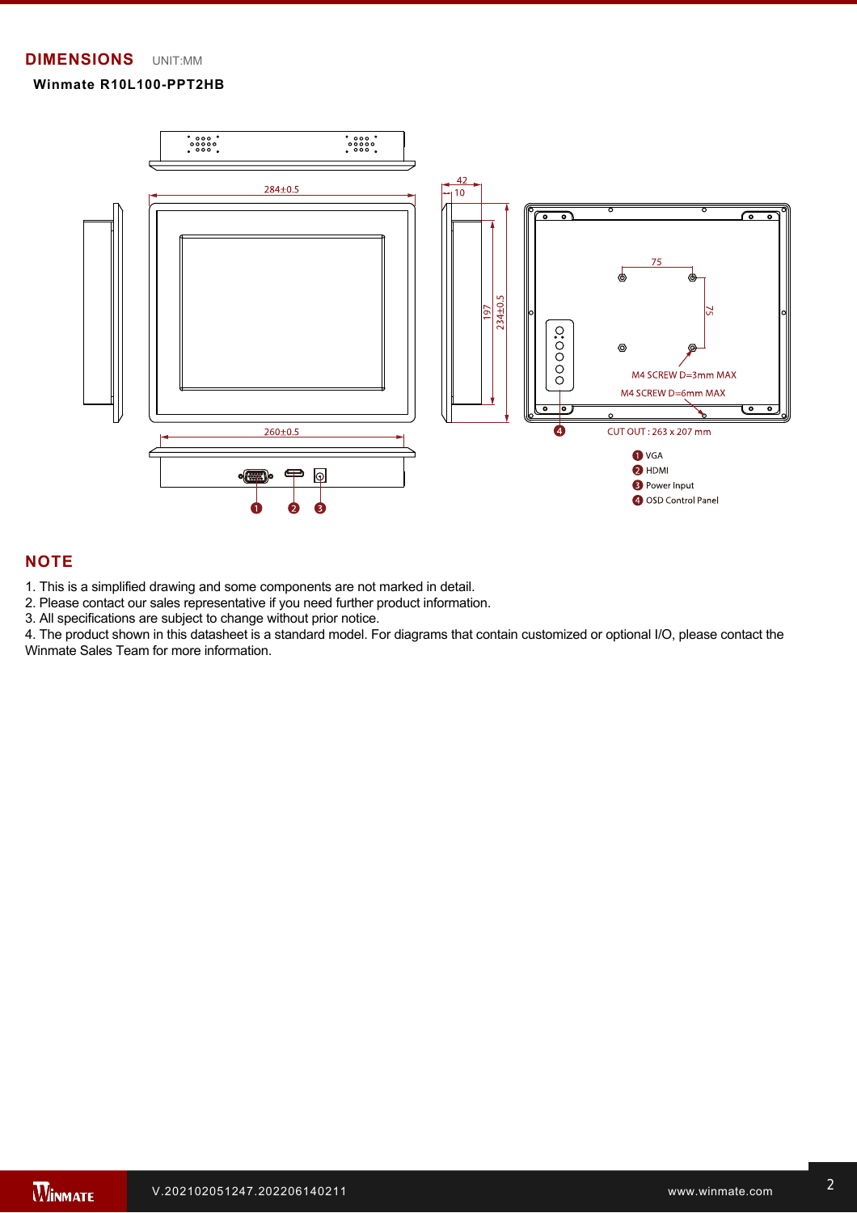## DIMENSIONS UNIT:MM

**Winmate R10L100-PPT2HB**

284±0.5

42

10

197

234±0.5

75

75

M4 SCREW D=3mm MAX

M4 SCREW D=6mm MAX

260±0.5

CUT OUT : 263 x 207 mm

1 VGA
2 HDMI
3 Power Input
4 OSD Control Panel

## NOTE

1. This is a simplified drawing and some components are not marked in detail.
2. Please contact our sales representative if you need further product information.
3. All specifications are subject to change without prior notice.
4. The product shown in this datasheet is a standard model. For diagrams that contain customized or optional I/O, please contact the Winmate Sales Team for more information.